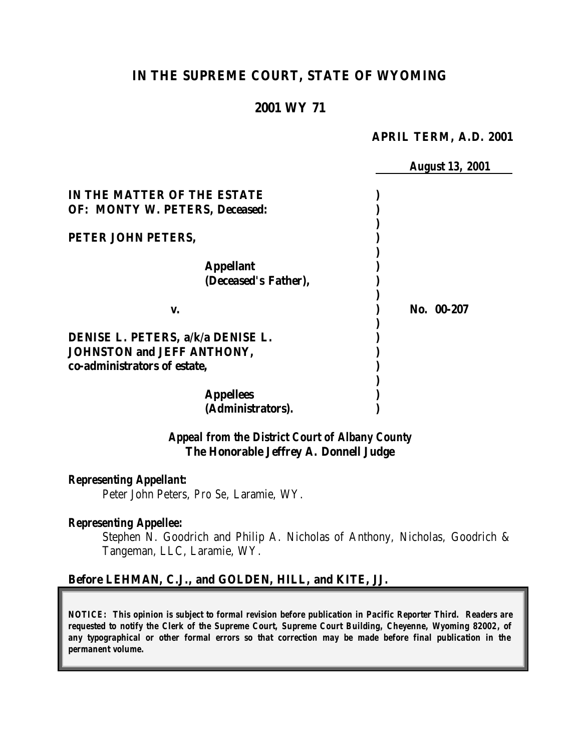# IN THE SUPREME COURT, STATE OF WYOMING

## 2001 WY 71

**APRIL TERM, A.D. 2001**

**August 13, 2001**

| | | |
|---|---|---|
| **IN THE MATTER OF THE ESTATE OF: MONTY W. PETERS, Deceased:** | ) | |
| **PETER JOHN PETERS,** | ) | |
| **Appellant (Deceased's Father),** | ) | |
| **v.** | ) | **No. 00-207** |
| **DENISE L. PETERS, a/k/a DENISE L. JOHNSTON and JEFF ANTHONY, co-administrators of estate,** | ) | |
| **Appellees (Administrators).** | ) | |

***Appeal from the District Court of Albany County***
***The Honorable Jeffrey A. Donnell Judge***

***Representing Appellant:***

Peter John Peters, *Pro Se*, Laramie, WY.

***Representing Appellee:***

Stephen N. Goodrich and Philip A. Nicholas of Anthony, Nicholas, Goodrich & Tangeman, LLC, Laramie, WY.

**Before LEHMAN, C.J., and GOLDEN, HILL, and KITE, JJ.**

***NOTICE: This opinion is subject to formal revision before publication in Pacific Reporter Third. Readers are requested to notify the Clerk of the Supreme Court, Supreme Court Building, Cheyenne, Wyoming 82002, of any typographical or other formal errors so that correction may be made before final publication in the permanent volume.***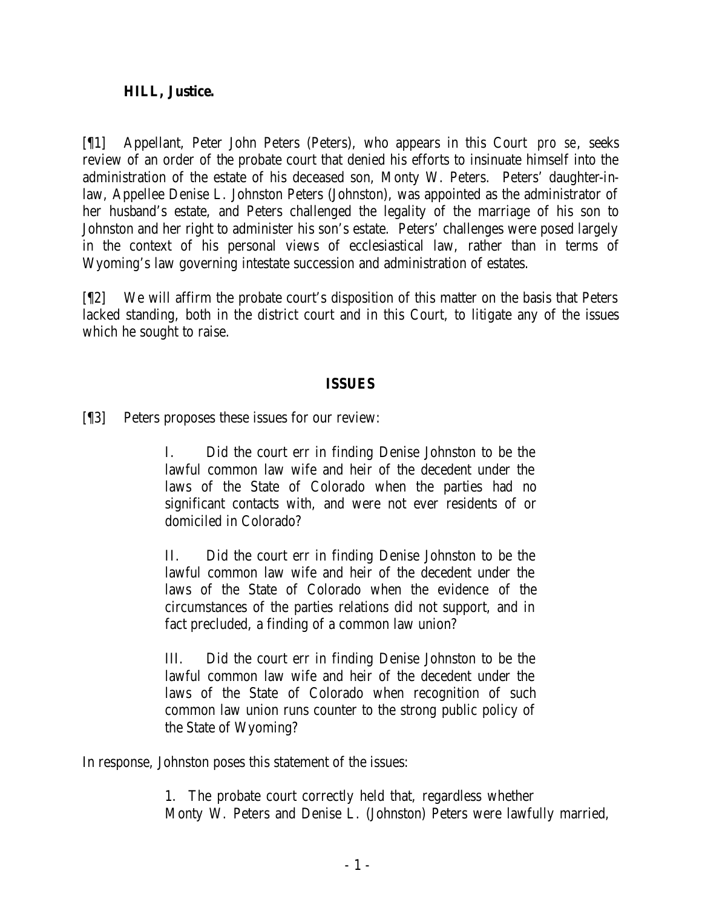**HILL, Justice.**

[¶1] Appellant, Peter John Peters (Peters), who appears in this Court *pro se*, seeks review of an order of the probate court that denied his efforts to insinuate himself into the administration of the estate of his deceased son, Monty W. Peters. Peters' daughter-in-law, Appellee Denise L. Johnston Peters (Johnston), was appointed as the administrator of her husband's estate, and Peters challenged the legality of the marriage of his son to Johnston and her right to administer his son's estate. Peters' challenges were posed largely in the context of his personal views of ecclesiastical law, rather than in terms of Wyoming's law governing intestate succession and administration of estates.

[¶2] We will affirm the probate court's disposition of this matter on the basis that Peters lacked standing, both in the district court and in this Court, to litigate any of the issues which he sought to raise.

## ISSUES

[¶3] Peters proposes these issues for our review:

> I. Did the court err in finding Denise Johnston to be the lawful common law wife and heir of the decedent under the laws of the State of Colorado when the parties had no significant contacts with, and were not ever residents of or domiciled in Colorado?
>
> II. Did the court err in finding Denise Johnston to be the lawful common law wife and heir of the decedent under the laws of the State of Colorado when the evidence of the circumstances of the parties relations did not support, and in fact precluded, a finding of a common law union?
>
> III. Did the court err in finding Denise Johnston to be the lawful common law wife and heir of the decedent under the laws of the State of Colorado when recognition of such common law union runs counter to the strong public policy of the State of Wyoming?

In response, Johnston poses this statement of the issues:

> 1. The probate court correctly held that, regardless whether Monty W. Peters and Denise L. (Johnston) Peters were lawfully married,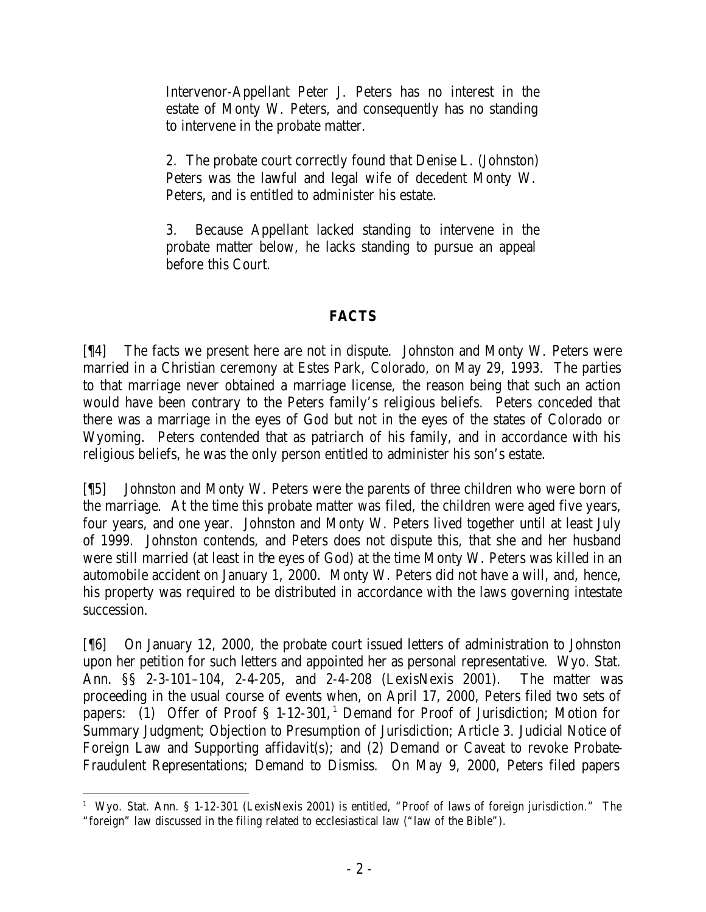Intervenor-Appellant Peter J. Peters has no interest in the estate of Monty W. Peters, and consequently has no standing to intervene in the probate matter.

2. The probate court correctly found that Denise L. (Johnston) Peters was the lawful and legal wife of decedent Monty W. Peters, and is entitled to administer his estate.

3. Because Appellant lacked standing to intervene in the probate matter below, he lacks standing to pursue an appeal before this Court.

## FACTS

[¶4] The facts we present here are not in dispute. Johnston and Monty W. Peters were married in a Christian ceremony at Estes Park, Colorado, on May 29, 1993. The parties to that marriage never obtained a marriage license, the reason being that such an action would have been contrary to the Peters family's religious beliefs. Peters conceded that there was a marriage in the eyes of God but not in the eyes of the states of Colorado or Wyoming. Peters contended that as patriarch of his family, and in accordance with his religious beliefs, he was the only person entitled to administer his son's estate.

[¶5] Johnston and Monty W. Peters were the parents of three children who were born of the marriage. At the time this probate matter was filed, the children were aged five years, four years, and one year. Johnston and Monty W. Peters lived together until at least July of 1999. Johnston contends, and Peters does not dispute this, that she and her husband were still married (at least in the eyes of God) at the time Monty W. Peters was killed in an automobile accident on January 1, 2000. Monty W. Peters did not have a will, and, hence, his property was required to be distributed in accordance with the laws governing intestate succession.

[¶6] On January 12, 2000, the probate court issued letters of administration to Johnston upon her petition for such letters and appointed her as personal representative. Wyo. Stat. Ann. §§ 2-3-101–104, 2-4-205, and 2-4-208 (LexisNexis 2001). The matter was proceeding in the usual course of events when, on April 17, 2000, Peters filed two sets of papers: (1) Offer of Proof § 1-12-301,[1] Demand for Proof of Jurisdiction; Motion for Summary Judgment; Objection to Presumption of Jurisdiction; Article 3. Judicial Notice of Foreign Law and Supporting affidavit(s); and (2) Demand or Caveat to revoke Probate-Fraudulent Representations; Demand to Dismiss. On May 9, 2000, Peters filed papers

---

[1] Wyo. Stat. Ann. § 1-12-301 (LexisNexis 2001) is entitled, "Proof of laws of foreign jurisdiction." The "foreign" law discussed in the filing related to ecclesiastical law ("law of the Bible").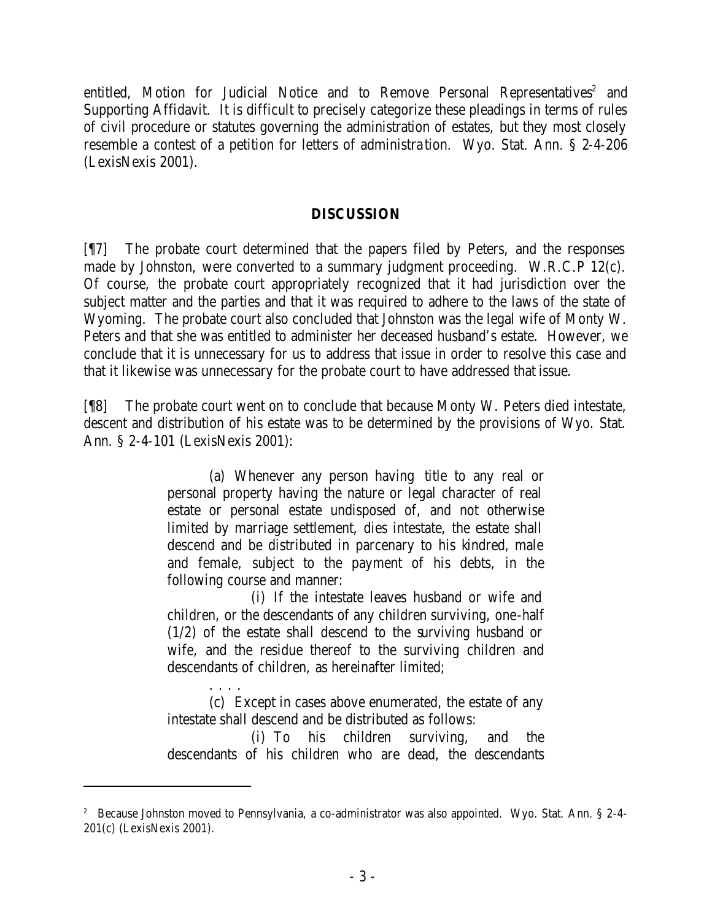entitled, Motion for Judicial Notice and to Remove Personal Representatives[2] and Supporting Affidavit. It is difficult to precisely categorize these pleadings in terms of rules of civil procedure or statutes governing the administration of estates, but they most closely resemble a contest of a petition for letters of administration. Wyo. Stat. Ann. § 2-4-206 (LexisNexis 2001).

## DISCUSSION

[¶7] The probate court determined that the papers filed by Peters, and the responses made by Johnston, were converted to a summary judgment proceeding. W.R.C.P 12(c). Of course, the probate court appropriately recognized that it had jurisdiction over the subject matter and the parties and that it was required to adhere to the laws of the state of Wyoming. The probate court also concluded that Johnston was the legal wife of Monty W. Peters and that she was entitled to administer her deceased husband's estate. However, we conclude that it is unnecessary for us to address that issue in order to resolve this case and that it likewise was unnecessary for the probate court to have addressed that issue.

[¶8] The probate court went on to conclude that because Monty W. Peters died intestate, descent and distribution of his estate was to be determined by the provisions of Wyo. Stat. Ann. § 2-4-101 (LexisNexis 2001):

> (a) Whenever any person having title to any real or personal property having the nature or legal character of real estate or personal estate undisposed of, and not otherwise limited by marriage settlement, dies intestate, the estate shall descend and be distributed in parcenary to his kindred, male and female, subject to the payment of his debts, in the following course and manner:
>
> (i) If the intestate leaves husband or wife and children, or the descendants of any children surviving, one-half (1/2) of the estate shall descend to the surviving husband or wife, and the residue thereof to the surviving children and descendants of children, as hereinafter limited;
>
> . . . .
>
> (c) Except in cases above enumerated, the estate of any intestate shall descend and be distributed as follows:
>
> (i) To his children surviving, and the descendants of his children who are dead, the descendants

[2] Because Johnston moved to Pennsylvania, a co-administrator was also appointed. Wyo. Stat. Ann. § 2-4-201(c) (LexisNexis 2001).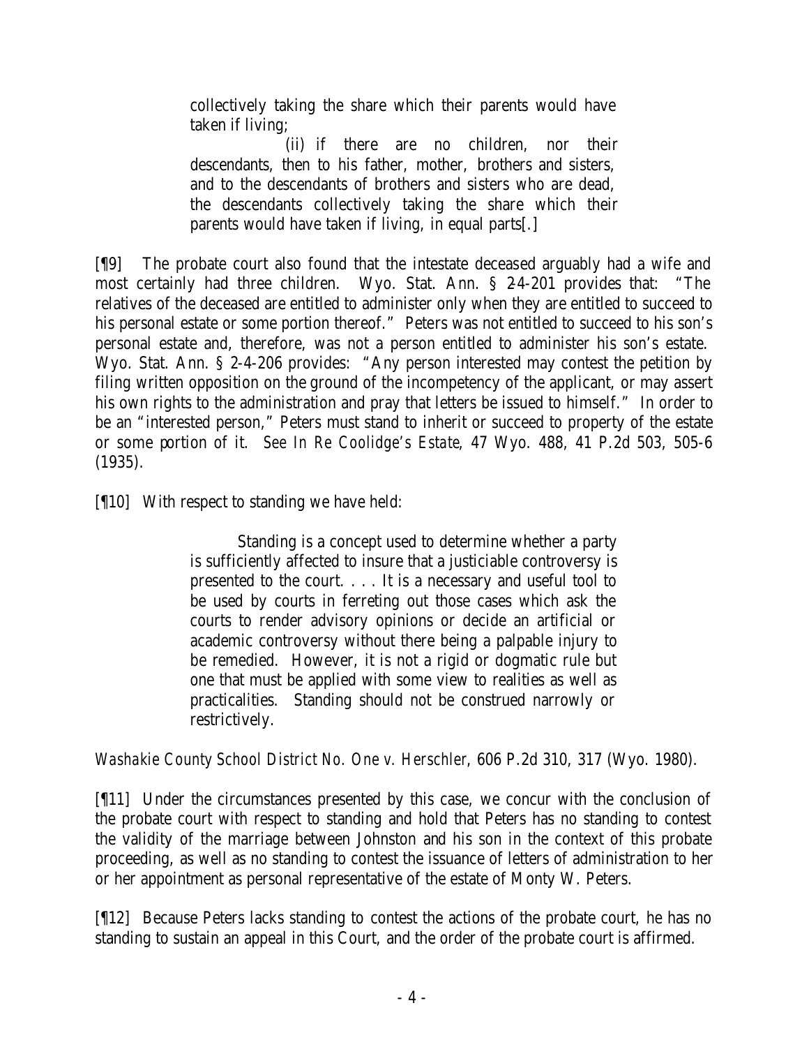> collectively taking the share which their parents would have taken if living;
>
> (ii) if there are no children, nor their descendants, then to his father, mother, brothers and sisters, and to the descendants of brothers and sisters who are dead, the descendants collectively taking the share which their parents would have taken if living, in equal parts[.]

[¶9] The probate court also found that the intestate deceased arguably had a wife and most certainly had three children. Wyo. Stat. Ann. § 2-4-201 provides that: "The relatives of the deceased are entitled to administer only when they are entitled to succeed to his personal estate or some portion thereof." Peters was not entitled to succeed to his son's personal estate and, therefore, was not a person entitled to administer his son's estate. Wyo. Stat. Ann. § 2-4-206 provides: "Any person interested may contest the petition by filing written opposition on the ground of the incompetency of the applicant, or may assert his own rights to the administration and pray that letters be issued to himself." In order to be an "interested person," Peters must stand to inherit or succeed to property of the estate or some portion of it. *See In Re Coolidge's Estate*, 47 Wyo. 488, 41 P.2d 503, 505-6 (1935).

[¶10] With respect to standing we have held:

> Standing is a concept used to determine whether a party is sufficiently affected to insure that a justiciable controversy is presented to the court. . . . It is a necessary and useful tool to be used by courts in ferreting out those cases which ask the courts to render advisory opinions or decide an artificial or academic controversy without there being a palpable injury to be remedied. However, it is not a rigid or dogmatic rule but one that must be applied with some view to realities as well as practicalities. Standing should not be construed narrowly or restrictively.

*Washakie County School District No. One v. Herschler*, 606 P.2d 310, 317 (Wyo. 1980).

[¶11] Under the circumstances presented by this case, we concur with the conclusion of the probate court with respect to standing and hold that Peters has no standing to contest the validity of the marriage between Johnston and his son in the context of this probate proceeding, as well as no standing to contest the issuance of letters of administration to her or her appointment as personal representative of the estate of Monty W. Peters.

[¶12] Because Peters lacks standing to contest the actions of the probate court, he has no standing to sustain an appeal in this Court, and the order of the probate court is affirmed.